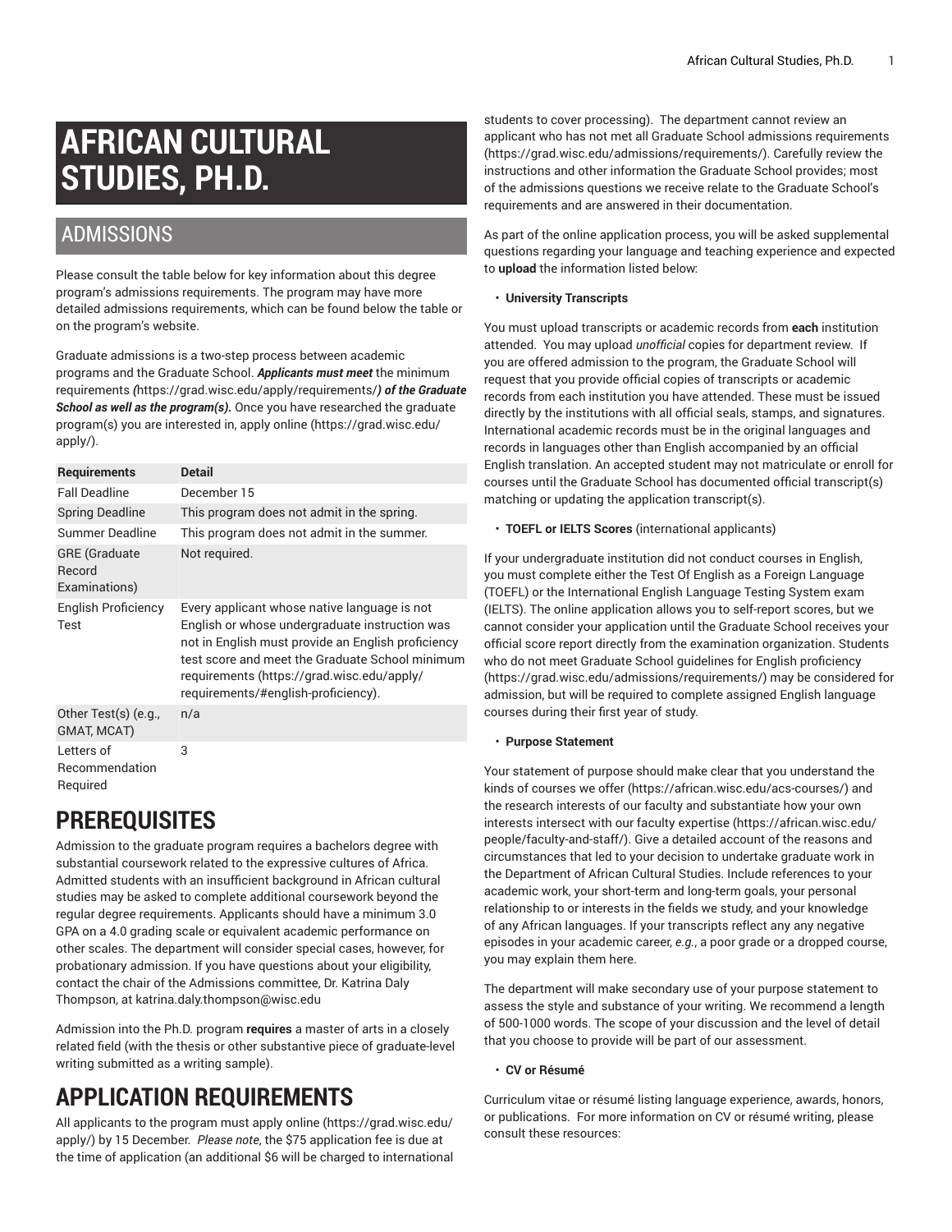# AFRICAN CULTURAL STUDIES, PH.D.

## ADMISSIONS

Please consult the table below for key information about this degree program's admissions requirements. The program may have more detailed admissions requirements, which can be found below the table or on the program's website.

Graduate admissions is a two-step process between academic programs and the Graduate School. ***Applicants must meet*** the minimum requirements ***(***https://grad.wisc.edu/apply/requirements/***) of the Graduate School as well as the program(s).*** Once you have researched the graduate program(s) you are interested in, apply online (https://grad.wisc.edu/apply/).

| Requirements | Detail |
|---|---|
| Fall Deadline | December 15 |
| Spring Deadline | This program does not admit in the spring. |
| Summer Deadline | This program does not admit in the summer. |
| GRE (Graduate Record Examinations) | Not required. |
| English Proficiency Test | Every applicant whose native language is not English or whose undergraduate instruction was not in English must provide an English proficiency test score and meet the Graduate School minimum requirements (https://grad.wisc.edu/apply/requirements/#english-proficiency). |
| Other Test(s) (e.g., GMAT, MCAT) | n/a |
| Letters of Recommendation Required | 3 |

# PREREQUISITES

Admission to the graduate program requires a bachelors degree with substantial coursework related to the expressive cultures of Africa. Admitted students with an insufficient background in African cultural studies may be asked to complete additional coursework beyond the regular degree requirements. Applicants should have a minimum 3.0 GPA on a 4.0 grading scale or equivalent academic performance on other scales. The department will consider special cases, however, for probationary admission. If you have questions about your eligibility, contact the chair of the Admissions committee, Dr. Katrina Daly Thompson, at katrina.daly.thompson@wisc.edu

Admission into the Ph.D. program **requires** a master of arts in a closely related field (with the thesis or other substantive piece of graduate-level writing submitted as a writing sample).

# APPLICATION REQUIREMENTS

All applicants to the program must apply online (https://grad.wisc.edu/apply/) by 15 December. *Please note*, the $75 application fee is due at the time of application (an additional $6 will be charged to international students to cover processing). The department cannot review an applicant who has not met all Graduate School admissions requirements (https://grad.wisc.edu/admissions/requirements/). Carefully review the instructions and other information the Graduate School provides; most of the admissions questions we receive relate to the Graduate School's requirements and are answered in their documentation.

As part of the online application process, you will be asked supplemental questions regarding your language and teaching experience and expected to **upload** the information listed below:

- **University Transcripts**

You must upload transcripts or academic records from **each** institution attended. You may upload *unofficial* copies for department review. If you are offered admission to the program, the Graduate School will request that you provide official copies of transcripts or academic records from each institution you have attended. These must be issued directly by the institutions with all official seals, stamps, and signatures. International academic records must be in the original languages and records in languages other than English accompanied by an official English translation. An accepted student may not matriculate or enroll for courses until the Graduate School has documented official transcript(s) matching or updating the application transcript(s).

- **TOEFL or IELTS Scores** (international applicants)

If your undergraduate institution did not conduct courses in English, you must complete either the Test Of English as a Foreign Language (TOEFL) or the International English Language Testing System exam (IELTS). The online application allows you to self-report scores, but we cannot consider your application until the Graduate School receives your official score report directly from the examination organization. Students who do not meet Graduate School guidelines for English proficiency (https://grad.wisc.edu/admissions/requirements/) may be considered for admission, but will be required to complete assigned English language courses during their first year of study.

- **Purpose Statement**

Your statement of purpose should make clear that you understand the kinds of courses we offer (https://african.wisc.edu/acs-courses/) and the research interests of our faculty and substantiate how your own interests intersect with our faculty expertise (https://african.wisc.edu/people/faculty-and-staff/). Give a detailed account of the reasons and circumstances that led to your decision to undertake graduate work in the Department of African Cultural Studies. Include references to your academic work, your short-term and long-term goals, your personal relationship to or interests in the fields we study, and your knowledge of any African languages. If your transcripts reflect any any negative episodes in your academic career, *e.g.*, a poor grade or a dropped course, you may explain them here.

The department will make secondary use of your purpose statement to assess the style and substance of your writing. We recommend a length of 500-1000 words. The scope of your discussion and the level of detail that you choose to provide will be part of our assessment.

- **CV or Résumé**

Curriculum vitae or résumé listing language experience, awards, honors, or publications. For more information on CV or résumé writing, please consult these resources: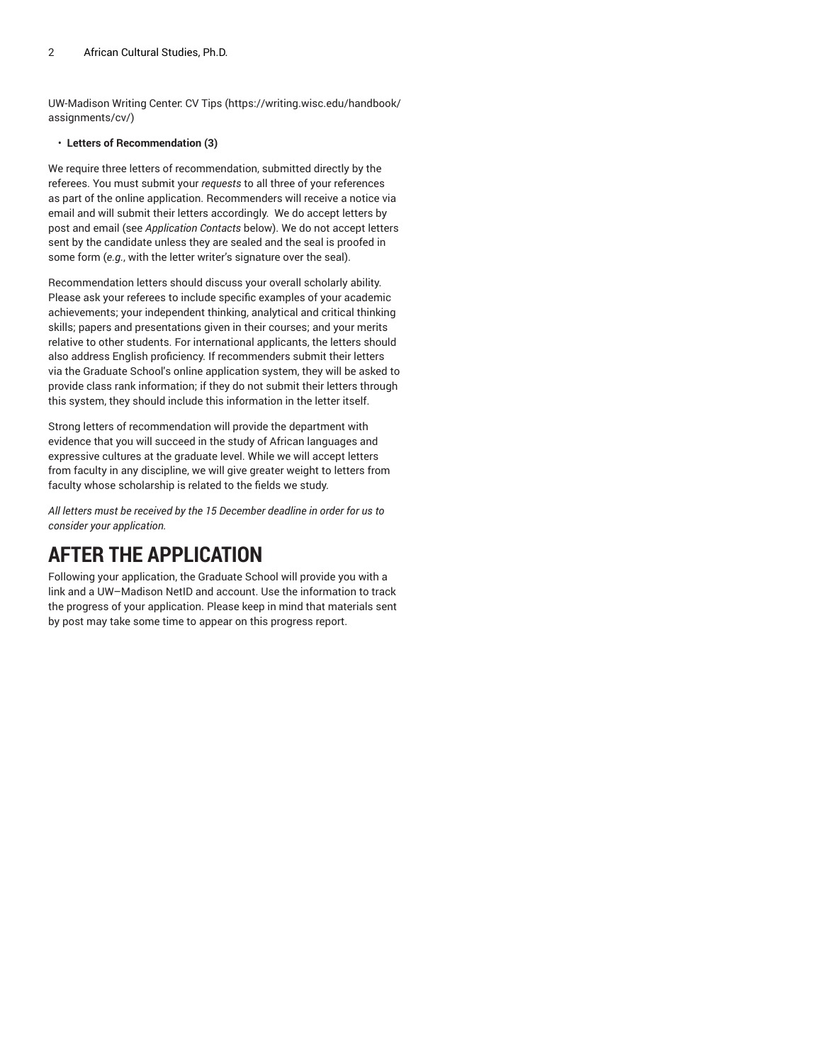UW-Madison Writing Center: CV Tips (https://writing.wisc.edu/handbook/assignments/cv/)

- **Letters of Recommendation (3)**

We require three letters of recommendation, submitted directly by the referees. You must submit your *requests* to all three of your references as part of the online application. Recommenders will receive a notice via email and will submit their letters accordingly. We do accept letters by post and email (see *Application Contacts* below). We do not accept letters sent by the candidate unless they are sealed and the seal is proofed in some form (*e.g.*, with the letter writer's signature over the seal).

Recommendation letters should discuss your overall scholarly ability. Please ask your referees to include specific examples of your academic achievements; your independent thinking, analytical and critical thinking skills; papers and presentations given in their courses; and your merits relative to other students. For international applicants, the letters should also address English proficiency. If recommenders submit their letters via the Graduate School's online application system, they will be asked to provide class rank information; if they do not submit their letters through this system, they should include this information in the letter itself.

Strong letters of recommendation will provide the department with evidence that you will succeed in the study of African languages and expressive cultures at the graduate level. While we will accept letters from faculty in any discipline, we will give greater weight to letters from faculty whose scholarship is related to the fields we study.

*All letters must be received by the 15 December deadline in order for us to consider your application.*

# AFTER THE APPLICATION

Following your application, the Graduate School will provide you with a link and a UW–Madison NetID and account. Use the information to track the progress of your application. Please keep in mind that materials sent by post may take some time to appear on this progress report.